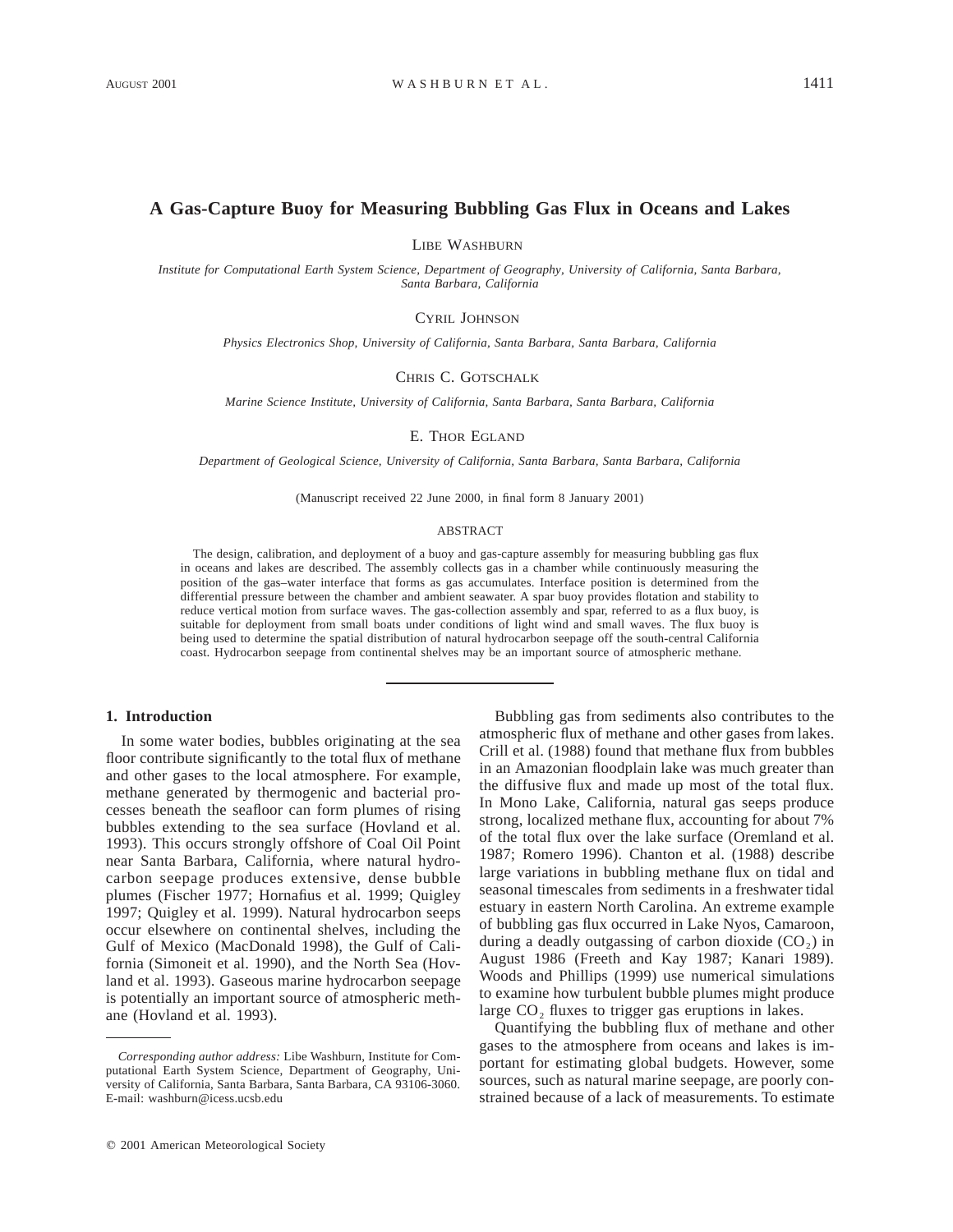# A Gas-Capture Buoy for Measuring Bubbling Gas Flux in Oceans and Lakes

LIBE WASHBURN

*Institute for Computational Earth System Science, Department of Geography, University of California, Santa Barbara, Santa Barbara, California*

CYRIL JOHNSON

*Physics Electronics Shop, University of California, Santa Barbara, Santa Barbara, California*

CHRIS C. GOTSCHALK

*Marine Science Institute, University of California, Santa Barbara, Santa Barbara, California*

E. THOR EGLAND

*Department of Geological Science, University of California, Santa Barbara, Santa Barbara, California*

(Manuscript received 22 June 2000, in final form 8 January 2001)

## ABSTRACT

The design, calibration, and deployment of a buoy and gas-capture assembly for measuring bubbling gas flux in oceans and lakes are described. The assembly collects gas in a chamber while continuously measuring the position of the gas–water interface that forms as gas accumulates. Interface position is determined from the differential pressure between the chamber and ambient seawater. A spar buoy provides flotation and stability to reduce vertical motion from surface waves. The gas-collection assembly and spar, referred to as a flux buoy, is suitable for deployment from small boats under conditions of light wind and small waves. The flux buoy is being used to determine the spatial distribution of natural hydrocarbon seepage off the south-central California coast. Hydrocarbon seepage from continental shelves may be an important source of atmospheric methane.

## 1. Introduction

In some water bodies, bubbles originating at the sea floor contribute significantly to the total flux of methane and other gases to the local atmosphere. For example, methane generated by thermogenic and bacterial processes beneath the seafloor can form plumes of rising bubbles extending to the sea surface (Hovland et al. 1993). This occurs strongly offshore of Coal Oil Point near Santa Barbara, California, where natural hydrocarbon seepage produces extensive, dense bubble plumes (Fischer 1977; Hornafius et al. 1999; Quigley 1997; Quigley et al. 1999). Natural hydrocarbon seeps occur elsewhere on continental shelves, including the Gulf of Mexico (MacDonald 1998), the Gulf of California (Simoneit et al. 1990), and the North Sea (Hovland et al. 1993). Gaseous marine hydrocarbon seepage is potentially an important source of atmospheric methane (Hovland et al. 1993).

Bubbling gas from sediments also contributes to the atmospheric flux of methane and other gases from lakes. Crill et al. (1988) found that methane flux from bubbles in an Amazonian floodplain lake was much greater than the diffusive flux and made up most of the total flux. In Mono Lake, California, natural gas seeps produce strong, localized methane flux, accounting for about 7% of the total flux over the lake surface (Oremland et al. 1987; Romero 1996). Chanton et al. (1988) describe large variations in bubbling methane flux on tidal and seasonal timescales from sediments in a freshwater tidal estuary in eastern North Carolina. An extreme example of bubbling gas flux occurred in Lake Nyos, Camaroon, during a deadly outgassing of carbon dioxide ($CO_2$) in August 1986 (Freeth and Kay 1987; Kanari 1989). Woods and Phillips (1999) use numerical simulations to examine how turbulent bubble plumes might produce large $CO_2$ fluxes to trigger gas eruptions in lakes.

Quantifying the bubbling flux of methane and other gases to the atmosphere from oceans and lakes is important for estimating global budgets. However, some sources, such as natural marine seepage, are poorly constrained because of a lack of measurements. To estimate

*Corresponding author address:* Libe Washburn, Institute for Computational Earth System Science, Department of Geography, University of California, Santa Barbara, Santa Barbara, CA 93106-3060. E-mail: washburn@icess.ucsb.edu

© 2001 American Meteorological Society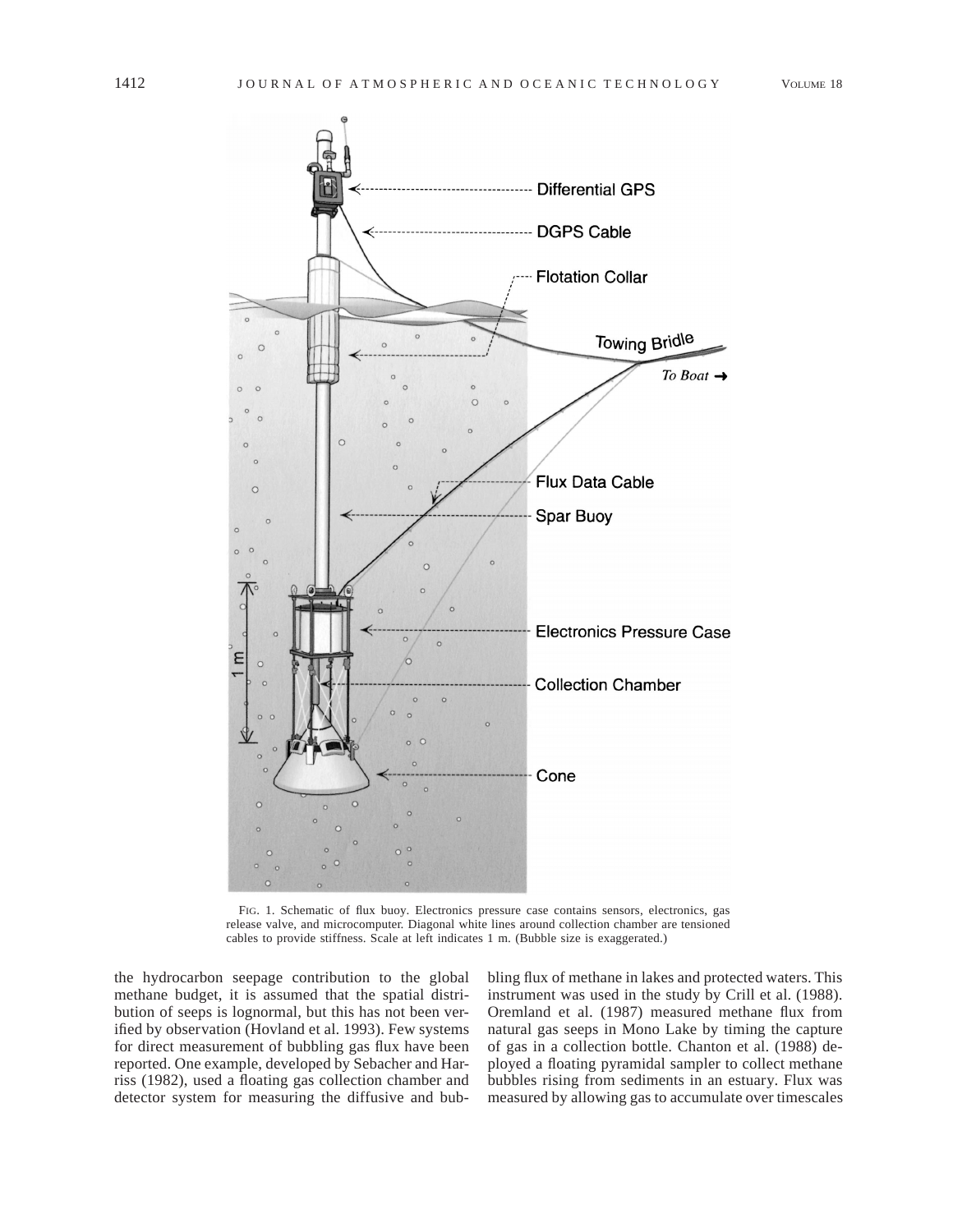FIG. 1. Schematic of flux buoy. Electronics pressure case contains sensors, electronics, gas release valve, and microcomputer. Diagonal white lines around collection chamber are tensioned cables to provide stiffness. Scale at left indicates 1 m. (Bubble size is exaggerated.)

the hydrocarbon seepage contribution to the global methane budget, it is assumed that the spatial distribution of seeps is lognormal, but this has not been verified by observation (Hovland et al. 1993). Few systems for direct measurement of bubbling gas flux have been reported. One example, developed by Sebacher and Harriss (1982), used a floating gas collection chamber and detector system for measuring the diffusive and bubbling flux of methane in lakes and protected waters. This instrument was used in the study by Crill et al. (1988). Oremland et al. (1987) measured methane flux from natural gas seeps in Mono Lake by timing the capture of gas in a collection bottle. Chanton et al. (1988) deployed a floating pyramidal sampler to collect methane bubbles rising from sediments in an estuary. Flux was measured by allowing gas to accumulate over timescales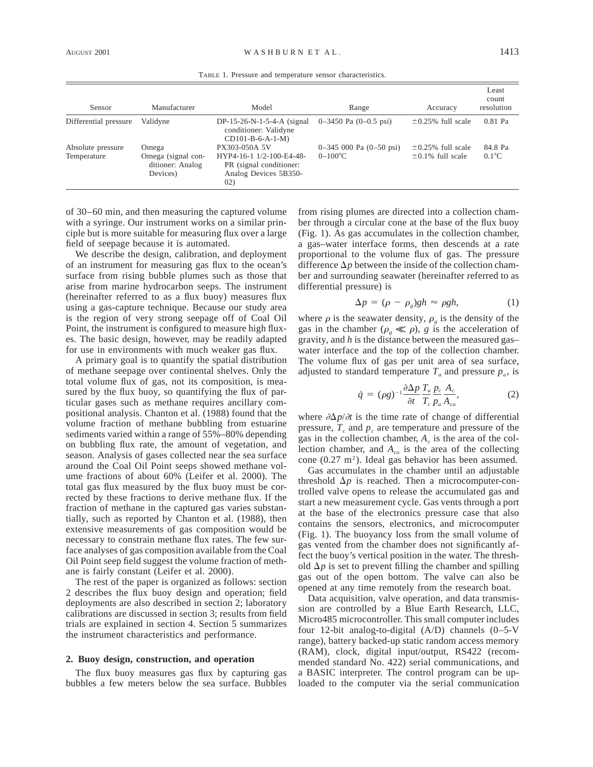TABLE 1. Pressure and temperature sensor characteristics.

| Sensor | Manufacturer | Model | Range | Accuracy | Least count resolution |
|---|---|---|---|---|---|
| Differential pressure | Validyne | DP-15-26-N-1-5-4-A (signal conditioner: Validyne CD101-B-6-A-1-M) | 0–3450 Pa (0–0.5 psi) | ±0.25% full scale | 0.81 Pa |
| Absolute pressure | Omega | PX303-050A 5V | 0–345 000 Pa (0–50 psi) | ±0.25% full scale | 84.8 Pa |
| Temperature | Omega (signal conditioner: Analog Devices) | HYP4-16-1 1/2-100-E4-48-PR (signal conditioner: Analog Devices 5B350-02) | 0–100°C | ±0.1% full scale | 0.1°C |

of 30–60 min, and then measuring the captured volume with a syringe. Our instrument works on a similar principle but is more suitable for measuring flux over a large field of seepage because it is automated.

We describe the design, calibration, and deployment of an instrument for measuring gas flux to the ocean's surface from rising bubble plumes such as those that arise from marine hydrocarbon seeps. The instrument (hereinafter referred to as a flux buoy) measures flux using a gas-capture technique. Because our study area is the region of very strong seepage off of Coal Oil Point, the instrument is configured to measure high fluxes. The basic design, however, may be readily adapted for use in environments with much weaker gas flux.

A primary goal is to quantify the spatial distribution of methane seepage over continental shelves. Only the total volume flux of gas, not its composition, is measured by the flux buoy, so quantifying the flux of particular gases such as methane requires ancillary compositional analysis. Chanton et al. (1988) found that the volume fraction of methane bubbling from estuarine sediments varied within a range of 55%–80% depending on bubbling flux rate, the amount of vegetation, and season. Analysis of gases collected near the sea surface around the Coal Oil Point seeps showed methane volume fractions of about 60% (Leifer et al. 2000). The total gas flux measured by the flux buoy must be corrected by these fractions to derive methane flux. If the fraction of methane in the captured gas varies substantially, such as reported by Chanton et al. (1988), then extensive measurements of gas composition would be necessary to constrain methane flux rates. The few surface analyses of gas composition available from the Coal Oil Point seep field suggest the volume fraction of methane is fairly constant (Leifer et al. 2000).

The rest of the paper is organized as follows: section 2 describes the flux buoy design and operation; field deployments are also described in section 2; laboratory calibrations are discussed in section 3; results from field trials are explained in section 4. Section 5 summarizes the instrument characteristics and performance.

## 2. Buoy design, construction, and operation

The flux buoy measures gas flux by capturing gas bubbles a few meters below the sea surface. Bubbles from rising plumes are directed into a collection chamber through a circular cone at the base of the flux buoy (Fig. 1). As gas accumulates in the collection chamber, a gas–water interface forms, then descends at a rate proportional to the volume flux of gas. The pressure difference $\Delta p$ between the inside of the collection chamber and surrounding seawater (hereinafter referred to as differential pressure) is

$$\Delta p = (\rho - \rho_g)gh \approx \rho gh, \tag{1}$$

where $\rho$ is the seawater density, $\rho_g$ is the density of the gas in the chamber ($\rho_g \ll \rho$), $g$ is the acceleration of gravity, and $h$ is the distance between the measured gas–water interface and the top of the collection chamber. The volume flux of gas per unit area of sea surface, adjusted to standard temperature $T_a$ and pressure $p_a$, is

$$\dot{q} = (\rho g)^{-1} \frac{\partial \Delta p}{\partial t} \frac{T_a}{T_c} \frac{p_c}{p_a} \frac{A_c}{A_{co}}, \tag{2}$$

where $\partial \Delta p / \partial t$ is the time rate of change of differential pressure, $T_c$ and $p_c$ are temperature and pressure of the gas in the collection chamber, $A_c$ is the area of the collection chamber, and $A_{co}$ is the area of the collecting cone (0.27 $m^2$). Ideal gas behavior has been assumed.

Gas accumulates in the chamber until an adjustable threshold $\Delta p$ is reached. Then a microcomputer-controlled valve opens to release the accumulated gas and start a new measurement cycle. Gas vents through a port at the base of the electronics pressure case that also contains the sensors, electronics, and microcomputer (Fig. 1). The buoyancy loss from the small volume of gas vented from the chamber does not significantly affect the buoy's vertical position in the water. The threshold $\Delta p$ is set to prevent filling the chamber and spilling gas out of the open bottom. The valve can also be opened at any time remotely from the research boat.

Data acquisition, valve operation, and data transmission are controlled by a Blue Earth Research, LLC, Micro485 microcontroller. This small computer includes four 12-bit analog-to-digital (A/D) channels (0–5-V range), battery backed-up static random access memory (RAM), clock, digital input/output, RS422 (recommended standard No. 422) serial communications, and a BASIC interpreter. The control program can be uploaded to the computer via the serial communication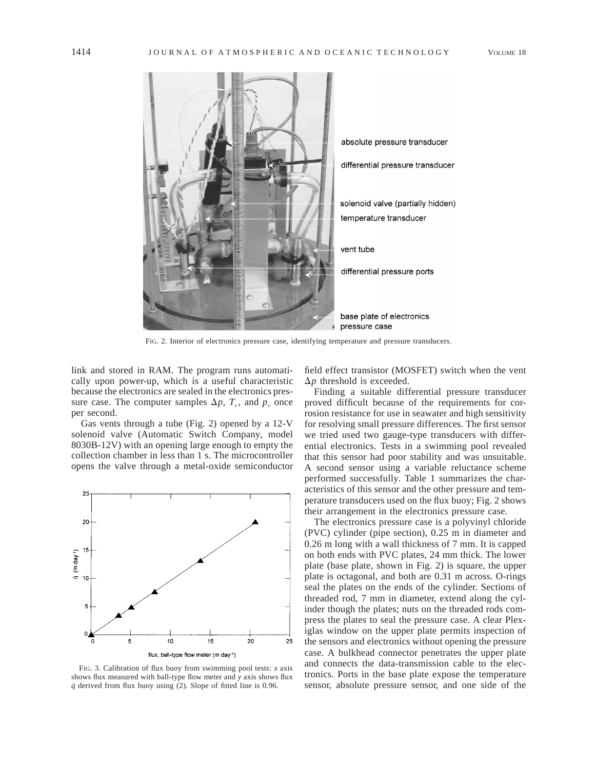FIG. 2. Interior of electronics pressure case, identifying temperature and pressure transducers.

link and stored in RAM. The program runs automatically upon power-up, which is a useful characteristic because the electronics are sealed in the electronics pressure case. The computer samples $\Delta p$, $T_c$, and $p_c$ once per second.

Gas vents through a tube (Fig. 2) opened by a 12-V solenoid valve (Automatic Switch Company, model 8030B-12V) with an opening large enough to empty the collection chamber in less than 1 s. The microcontroller opens the valve through a metal-oxide semiconductor field effect transistor (MOSFET) switch when the vent $\Delta p$ threshold is exceeded.

FIG. 3. Calibration of flux buoy from swimming pool tests: $x$ axis shows flux measured with ball-type flow meter and $y$ axis shows flux $\dot{q}$ derived from flux buoy using (2). Slope of fitted line is 0.96.

Finding a suitable differential pressure transducer proved difficult because of the requirements for corrosion resistance for use in seawater and high sensitivity for resolving small pressure differences. The first sensor we tried used two gauge-type transducers with differential electronics. Tests in a swimming pool revealed that this sensor had poor stability and was unsuitable. A second sensor using a variable reluctance scheme performed successfully. Table 1 summarizes the characteristics of this sensor and the other pressure and temperature transducers used on the flux buoy; Fig. 2 shows their arrangement in the electronics pressure case.

The electronics pressure case is a polyvinyl chloride (PVC) cylinder (pipe section), 0.25 m in diameter and 0.26 m long with a wall thickness of 7 mm. It is capped on both ends with PVC plates, 24 mm thick. The lower plate (base plate, shown in Fig. 2) is square, the upper plate is octagonal, and both are 0.31 m across. O-rings seal the plates on the ends of the cylinder. Sections of threaded rod, 7 mm in diameter, extend along the cylinder though the plates; nuts on the threaded rods compress the plates to seal the pressure case. A clear Plexiglas window on the upper plate permits inspection of the sensors and electronics without opening the pressure case. A bulkhead connector penetrates the upper plate and connects the data-transmission cable to the electronics. Ports in the base plate expose the temperature sensor, absolute pressure sensor, and one side of the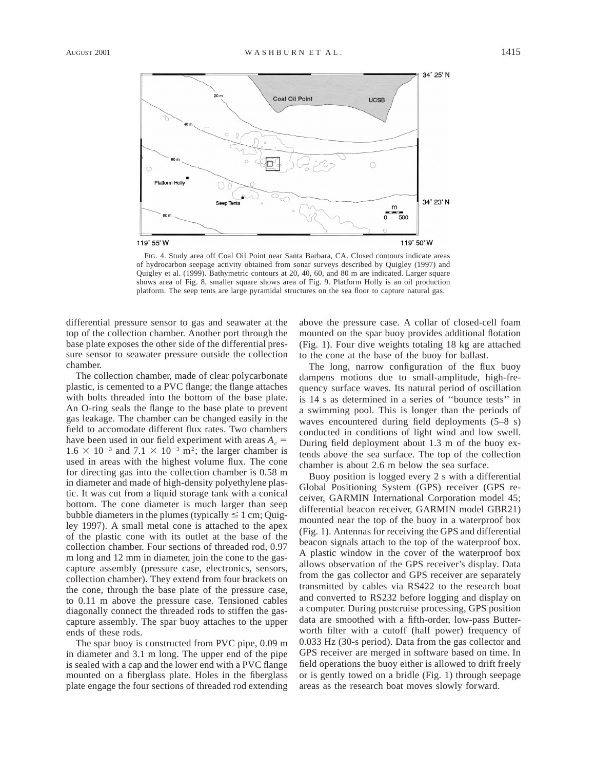FIG. 4. Study area off Coal Oil Point near Santa Barbara, CA. Closed contours indicate areas of hydrocarbon seepage activity obtained from sonar surveys described by Quigley (1997) and Quigley et al. (1999). Bathymetric contours at 20, 40, 60, and 80 m are indicated. Larger square shows area of Fig. 8, smaller square shows area of Fig. 9. Platform Holly is an oil production platform. The seep tents are large pyramidal structures on the sea floor to capture natural gas.

differential pressure sensor to gas and seawater at the top of the collection chamber. Another port through the base plate exposes the other side of the differential pressure sensor to seawater pressure outside the collection chamber.

The collection chamber, made of clear polycarbonate plastic, is cemented to a PVC flange; the flange attaches with bolts threaded into the bottom of the base plate. An O-ring seals the flange to the base plate to prevent gas leakage. The chamber can be changed easily in the field to accomodate different flux rates. Two chambers have been used in our field experiment with areas $A_c = 1.6 \times 10^{-3}$ and $7.1 \times 10^{-3}$ m$^2$; the larger chamber is used in areas with the highest volume flux. The cone for directing gas into the collection chamber is 0.58 m in diameter and made of high-density polyethylene plastic. It was cut from a liquid storage tank with a conical bottom. The cone diameter is much larger than seep bubble diameters in the plumes (typically $\leq 1$ cm; Quigley 1997). A small metal cone is attached to the apex of the plastic cone with its outlet at the base of the collection chamber. Four sections of threaded rod, 0.97 m long and 12 mm in diameter, join the cone to the gas-capture assembly (pressure case, electronics, sensors, collection chamber). They extend from four brackets on the cone, through the base plate of the pressure case, to 0.11 m above the pressure case. Tensioned cables diagonally connect the threaded rods to stiffen the gas-capture assembly. The spar buoy attaches to the upper ends of these rods.

The spar buoy is constructed from PVC pipe, 0.09 m in diameter and 3.1 m long. The upper end of the pipe is sealed with a cap and the lower end with a PVC flange mounted on a fiberglass plate. Holes in the fiberglass plate engage the four sections of threaded rod extending above the pressure case. A collar of closed-cell foam mounted on the spar buoy provides additional flotation (Fig. 1). Four dive weights totaling 18 kg are attached to the cone at the base of the buoy for ballast.

The long, narrow configuration of the flux buoy dampens motions due to small-amplitude, high-frequency surface waves. Its natural period of oscillation is 14 s as determined in a series of ''bounce tests'' in a swimming pool. This is longer than the periods of waves encountered during field deployments (5–8 s) conducted in conditions of light wind and low swell. During field deployment about 1.3 m of the buoy extends above the sea surface. The top of the collection chamber is about 2.6 m below the sea surface.

Buoy position is logged every 2 s with a differential Global Positioning System (GPS) receiver (GPS receiver, GARMIN International Corporation model 45; differential beacon receiver, GARMIN model GBR21) mounted near the top of the buoy in a waterproof box (Fig. 1). Antennas for receiving the GPS and differential beacon signals attach to the top of the waterproof box. A plastic window in the cover of the waterproof box allows observation of the GPS receiver's display. Data from the gas collector and GPS receiver are separately transmitted by cables via RS422 to the research boat and converted to RS232 before logging and display on a computer. During postcruise processing, GPS position data are smoothed with a fifth-order, low-pass Butterworth filter with a cutoff (half power) frequency of 0.033 Hz (30-s period). Data from the gas collector and GPS receiver are merged in software based on time. In field operations the buoy either is allowed to drift freely or is gently towed on a bridle (Fig. 1) through seepage areas as the research boat moves slowly forward.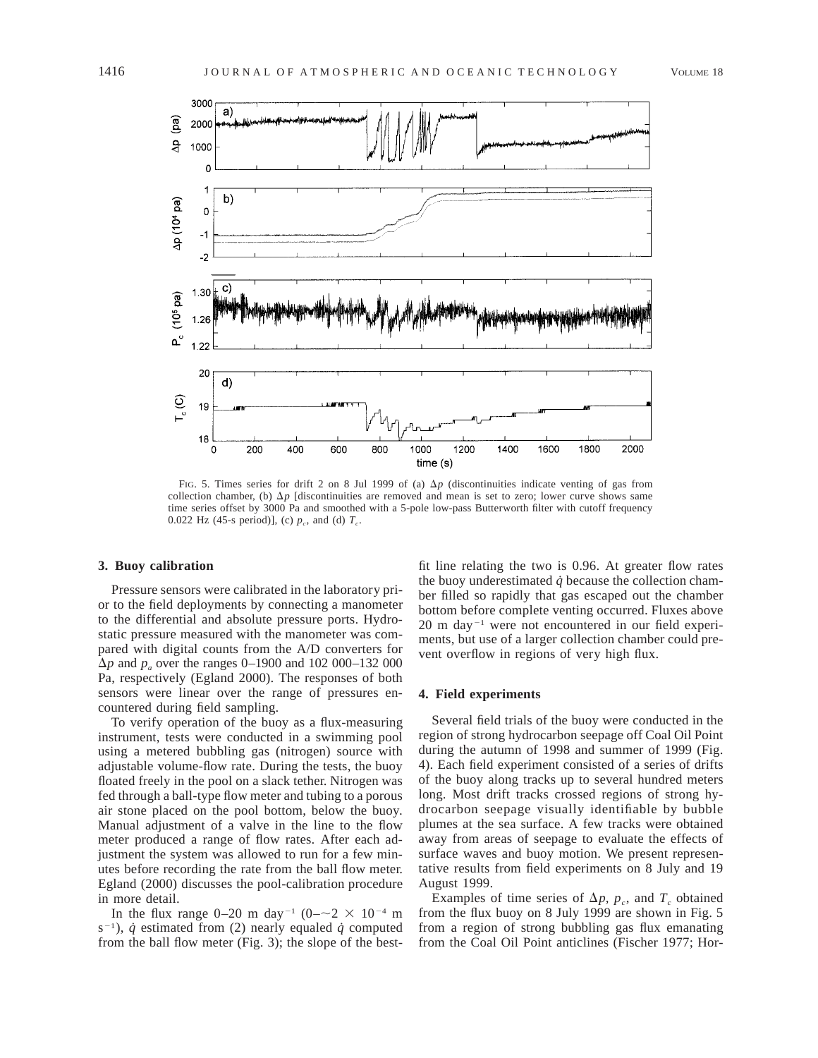FIG. 5. Times series for drift 2 on 8 Jul 1999 of (a) $\Delta p$ (discontinuities indicate venting of gas from collection chamber, (b) $\Delta p$ [discontinuities are removed and mean is set to zero; lower curve shows same time series offset by 3000 Pa and smoothed with a 5-pole low-pass Butterworth filter with cutoff frequency 0.022 Hz (45-s period)], (c) $p_c$, and (d) $T_c$.

## 3. Buoy calibration

Pressure sensors were calibrated in the laboratory prior to the field deployments by connecting a manometer to the differential and absolute pressure ports. Hydrostatic pressure measured with the manometer was compared with digital counts from the A/D converters for $\Delta p$ and $p_a$ over the ranges 0–1900 and 102 000–132 000 Pa, respectively (Egland 2000). The responses of both sensors were linear over the range of pressures encountered during field sampling.

To verify operation of the buoy as a flux-measuring instrument, tests were conducted in a swimming pool using a metered bubbling gas (nitrogen) source with adjustable volume-flow rate. During the tests, the buoy floated freely in the pool on a slack tether. Nitrogen was fed through a ball-type flow meter and tubing to a porous air stone placed on the pool bottom, below the buoy. Manual adjustment of a valve in the line to the flow meter produced a range of flow rates. After each adjustment the system was allowed to run for a few minutes before recording the rate from the ball flow meter. Egland (2000) discusses the pool-calibration procedure in more detail.

In the flux range 0–20 m day$^{-1}$ (0–~2 × $10^{-4}$ m s$^{-1}$), $\dot{q}$ estimated from (2) nearly equaled $\dot{q}$ computed from the ball flow meter (Fig. 3); the slope of the best-fit line relating the two is 0.96. At greater flow rates the buoy underestimated $\dot{q}$ because the collection chamber filled so rapidly that gas escaped out the chamber bottom before complete venting occurred. Fluxes above 20 m day$^{-1}$ were not encountered in our field experiments, but use of a larger collection chamber could prevent overflow in regions of very high flux.

## 4. Field experiments

Several field trials of the buoy were conducted in the region of strong hydrocarbon seepage off Coal Oil Point during the autumn of 1998 and summer of 1999 (Fig. 4). Each field experiment consisted of a series of drifts of the buoy along tracks up to several hundred meters long. Most drift tracks crossed regions of strong hydrocarbon seepage visually identifiable by bubble plumes at the sea surface. A few tracks were obtained away from areas of seepage to evaluate the effects of surface waves and buoy motion. We present representative results from field experiments on 8 July and 19 August 1999.

Examples of time series of $\Delta p$, $p_c$, and $T_c$ obtained from the flux buoy on 8 July 1999 are shown in Fig. 5 from a region of strong bubbling gas flux emanating from the Coal Oil Point anticlines (Fischer 1977; Hor-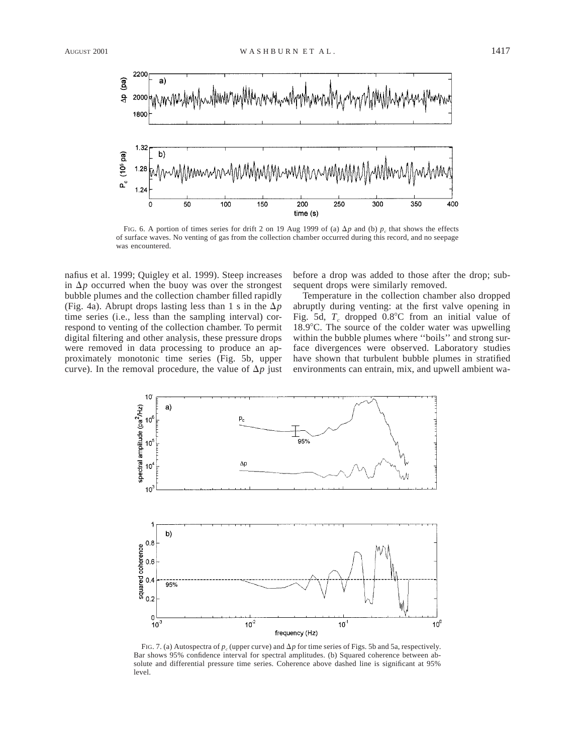FIG. 6. A portion of times series for drift 2 on 19 Aug 1999 of (a) $\Delta p$ and (b) $p_c$ that shows the effects of surface waves. No venting of gas from the collection chamber occurred during this record, and no seepage was encountered.

nafius et al. 1999; Quigley et al. 1999). Steep increases in $\Delta p$ occurred when the buoy was over the strongest bubble plumes and the collection chamber filled rapidly (Fig. 4a). Abrupt drops lasting less than 1 s in the $\Delta p$ time series (i.e., less than the sampling interval) correspond to venting of the collection chamber. To permit digital filtering and other analysis, these pressure drops were removed in data processing to produce an approximately monotonic time series (Fig. 5b, upper curve). In the removal procedure, the value of $\Delta p$ just before a drop was added to those after the drop; subsequent drops were similarly removed.

Temperature in the collection chamber also dropped abruptly during venting: at the first valve opening in Fig. 5d, $T_c$ dropped 0.8°C from an initial value of 18.9°C. The source of the colder water was upwelling within the bubble plumes where ''boils'' and strong surface divergences were observed. Laboratory studies have shown that turbulent bubble plumes in stratified environments can entrain, mix, and upwell ambient wa-

FIG. 7. (a) Autospectra of $p_c$ (upper curve) and $\Delta p$ for time series of Figs. 5b and 5a, respectively. Bar shows 95% confidence interval for spectral amplitudes. (b) Squared coherence between absolute and differential pressure time series. Coherence above dashed line is significant at 95% level.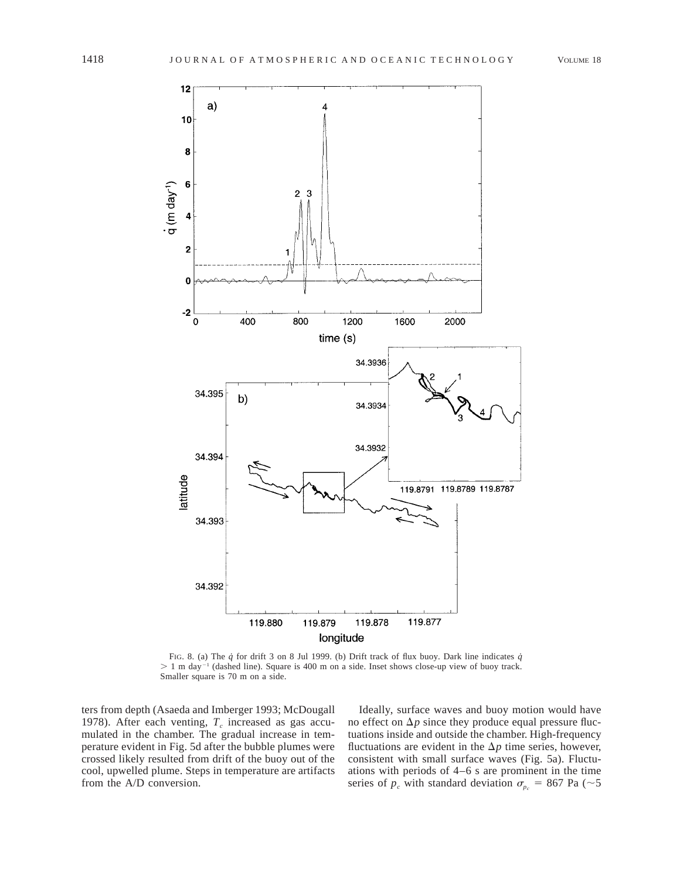FIG. 8. (a) The $\dot{q}$ for drift 3 on 8 Jul 1999. (b) Drift track of flux buoy. Dark line indicates $\dot{q}$ $> 1$ m day$^{-1}$ (dashed line). Square is 400 m on a side. Inset shows close-up view of buoy track. Smaller square is 70 m on a side.

ters from depth (Asaeda and Imberger 1993; McDougall 1978). After each venting, $T_c$ increased as gas accumulated in the chamber. The gradual increase in temperature evident in Fig. 5d after the bubble plumes were crossed likely resulted from drift of the buoy out of the cool, upwelled plume. Steps in temperature are artifacts from the A/D conversion.

Ideally, surface waves and buoy motion would have no effect on $\Delta p$ since they produce equal pressure fluctuations inside and outside the chamber. High-frequency fluctuations are evident in the $\Delta p$ time series, however, consistent with small surface waves (Fig. 5a). Fluctuations with periods of 4–6 s are prominent in the time series of $p_c$ with standard deviation $\sigma_{p_c} = 867$ Pa (~5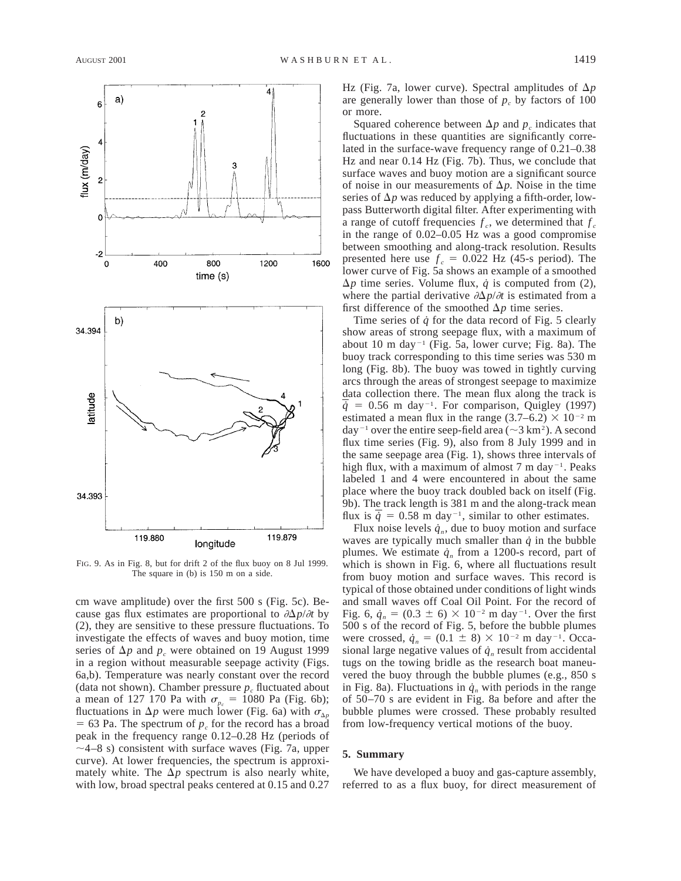FIG. 9. As in Fig. 8, but for drift 2 of the flux buoy on 8 Jul 1999. The square in (b) is 150 m on a side.

cm wave amplitude) over the first 500 s (Fig. 5c). Because gas flux estimates are proportional to $\partial\Delta p/\partial t$ by (2), they are sensitive to these pressure fluctuations. To investigate the effects of waves and buoy motion, time series of $\Delta p$ and $p_c$ were obtained on 19 August 1999 in a region without measurable seepage activity (Figs. 6a,b). Temperature was nearly constant over the record (data not shown). Chamber pressure $p_c$ fluctuated about a mean of 127 170 Pa with $\sigma_{p_c}$ = 1080 Pa (Fig. 6b); fluctuations in $\Delta p$ were much lower (Fig. 6a) with $\sigma_{\Delta p}$ = 63 Pa. The spectrum of $p_c$ for the record has a broad peak in the frequency range 0.12–0.28 Hz (periods of ~4–8 s) consistent with surface waves (Fig. 7a, upper curve). At lower frequencies, the spectrum is approximately white. The $\Delta p$ spectrum is also nearly white, with low, broad spectral peaks centered at 0.15 and 0.27 Hz (Fig. 7a, lower curve). Spectral amplitudes of $\Delta p$ are generally lower than those of $p_c$ by factors of 100 or more.

Squared coherence between $\Delta p$ and $p_c$ indicates that fluctuations in these quantities are significantly correlated in the surface-wave frequency range of 0.21–0.38 Hz and near 0.14 Hz (Fig. 7b). Thus, we conclude that surface waves and buoy motion are a significant source of noise in our measurements of $\Delta p$. Noise in the time series of $\Delta p$ was reduced by applying a fifth-order, low-pass Butterworth digital filter. After experimenting with a range of cutoff frequencies $f_c$, we determined that $f_c$ in the range of 0.02–0.05 Hz was a good compromise between smoothing and along-track resolution. Results presented here use $f_c$ = 0.022 Hz (45-s period). The lower curve of Fig. 5a shows an example of a smoothed $\Delta p$ time series. Volume flux, $\dot{q}$ is computed from (2), where the partial derivative $\partial\Delta p/\partial t$ is estimated from a first difference of the smoothed $\Delta p$ time series.

Time series of $\dot{q}$ for the data record of Fig. 5 clearly show areas of strong seepage flux, with a maximum of about 10 m day$^{-1}$ (Fig. 5a, lower curve; Fig. 8a). The buoy track corresponding to this time series was 530 m long (Fig. 8b). The buoy was towed in tightly curving arcs through the areas of strongest seepage to maximize data collection there. The mean flux along the track is $\overline{\dot{q}}$ = 0.56 m day$^{-1}$. For comparison, Quigley (1997) estimated a mean flux in the range (3.7–6.2) $\times$ 10$^{-2}$ m day$^{-1}$ over the entire seep-field area (~3 km$^2$). A second flux time series (Fig. 9), also from 8 July 1999 and in the same seepage area (Fig. 1), shows three intervals of high flux, with a maximum of almost 7 m day$^{-1}$. Peaks labeled 1 and 4 were encountered in about the same place where the buoy track doubled back on itself (Fig. 9b). The track length is 381 m and the along-track mean flux is $\overline{\dot{q}}$ = 0.58 m day$^{-1}$, similar to other estimates.

Flux noise levels $\dot{q}_n$, due to buoy motion and surface waves are typically much smaller than $\dot{q}$ in the bubble plumes. We estimate $\dot{q}_n$ from a 1200-s record, part of which is shown in Fig. 6, where all fluctuations result from buoy motion and surface waves. This record is typical of those obtained under conditions of light winds and small waves off Coal Oil Point. For the record of Fig. 6, $\dot{q}_n$ = (0.3 $\pm$ 6) $\times$ 10$^{-2}$ m day$^{-1}$. Over the first 500 s of the record of Fig. 5, before the bubble plumes were crossed, $\dot{q}_n$ = (0.1 $\pm$ 8) $\times$ 10$^{-2}$ m day$^{-1}$. Occasional large negative values of $\dot{q}_n$ result from accidental tugs on the towing bridle as the research boat maneuvered the buoy through the bubble plumes (e.g., 850 s in Fig. 8a). Fluctuations in $\dot{q}_n$ with periods in the range of 50–70 s are evident in Fig. 8a before and after the bubble plumes were crossed. These probably resulted from low-frequency vertical motions of the buoy.

## 5. Summary

We have developed a buoy and gas-capture assembly, referred to as a flux buoy, for direct measurement of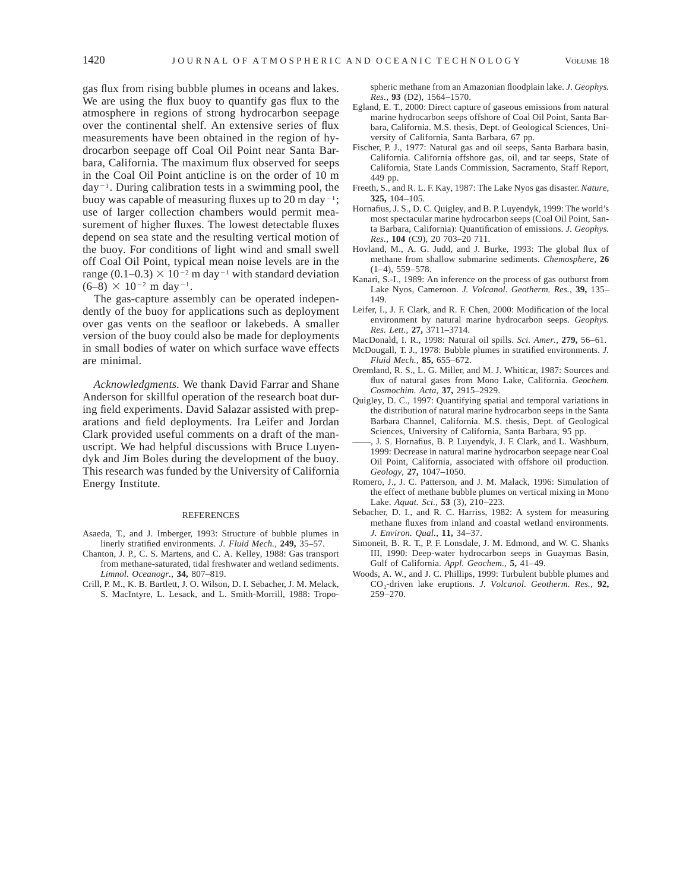gas flux from rising bubble plumes in oceans and lakes. We are using the flux buoy to quantify gas flux to the atmosphere in regions of strong hydrocarbon seepage over the continental shelf. An extensive series of flux measurements have been obtained in the region of hydrocarbon seepage off Coal Oil Point near Santa Barbara, California. The maximum flux observed for seeps in the Coal Oil Point anticline is on the order of 10 m day$^{-1}$. During calibration tests in a swimming pool, the buoy was capable of measuring fluxes up to 20 m day$^{-1}$; use of larger collection chambers would permit measurement of higher fluxes. The lowest detectable fluxes depend on sea state and the resulting vertical motion of the buoy. For conditions of light wind and small swell off Coal Oil Point, typical mean noise levels are in the range $(0.1\text{–}0.3) \times 10^{-2}$ m day$^{-1}$ with standard deviation $(6\text{–}8) \times 10^{-2}$ m day$^{-1}$.

The gas-capture assembly can be operated independently of the buoy for applications such as deployment over gas vents on the seafloor or lakebeds. A smaller version of the buoy could also be made for deployments in small bodies of water on which surface wave effects are minimal.

*Acknowledgments.* We thank David Farrar and Shane Anderson for skillful operation of the research boat during field experiments. David Salazar assisted with preparations and field deployments. Ira Leifer and Jordan Clark provided useful comments on a draft of the manuscript. We had helpful discussions with Bruce Luyendyk and Jim Boles during the development of the buoy. This research was funded by the University of California Energy Institute.

## REFERENCES

Asaeda, T., and J. Imberger, 1993: Structure of bubble plumes in linerly stratified environments. *J. Fluid Mech.,* **249,** 35–57.

Chanton, J. P., C. S. Martens, and C. A. Kelley, 1988: Gas transport from methane-saturated, tidal freshwater and wetland sediments. *Limnol. Oceanogr.,* **34,** 807–819.

Crill, P. M., K. B. Bartlett, J. O. Wilson, D. I. Sebacher, J. M. Melack, S. MacIntyre, L. Lesack, and L. Smith-Morrill, 1988: Tropospheric methane from an Amazonian floodplain lake. *J. Geophys. Res.,* **93** (D2), 1564–1570.

Egland, E. T., 2000: Direct capture of gaseous emissions from natural marine hydrocarbon seeps offshore of Coal Oil Point, Santa Barbara, California. M.S. thesis, Dept. of Geological Sciences, University of California, Santa Barbara, 67 pp.

Fischer, P. J., 1977: Natural gas and oil seeps, Santa Barbara basin, California. California offshore gas, oil, and tar seeps, State of California, State Lands Commission, Sacramento, Staff Report, 449 pp.

Freeth, S., and R. L. F. Kay, 1987: The Lake Nyos gas disaster. *Nature,* **325,** 104–105.

Hornafius, J. S., D. C. Quigley, and B. P. Luyendyk, 1999: The world's most spectacular marine hydrocarbon seeps (Coal Oil Point, Santa Barbara, California): Quantification of emissions. *J. Geophys. Res.,* **104** (C9), 20 703–20 711.

Hovland, M., A. G. Judd, and J. Burke, 1993: The global flux of methane from shallow submarine sediments. *Chemosphere,* **26** (1–4), 559–578.

Kanari, S.-I., 1989: An inference on the process of gas outburst from Lake Nyos, Cameroon. *J. Volcanol. Geotherm. Res.,* **39,** 135–149.

Leifer, I., J. F. Clark, and R. F. Chen, 2000: Modification of the local environment by natural marine hydrocarbon seeps. *Geophys. Res. Lett.,* **27,** 3711–3714.

MacDonald, I. R., 1998: Natural oil spills. *Sci. Amer.,* **279,** 56–61.

McDougall, T. J., 1978: Bubble plumes in stratified environments. *J. Fluid Mech.,* **85,** 655–672.

Oremland, R. S., L. G. Miller, and M. J. Whiticar, 1987: Sources and flux of natural gases from Mono Lake, California. *Geochem. Cosmochim. Acta,* **37,** 2915–2929.

Quigley, D. C., 1997: Quantifying spatial and temporal variations in the distribution of natural marine hydrocarbon seeps in the Santa Barbara Channel, California. M.S. thesis, Dept. of Geological Sciences, University of California, Santa Barbara, 95 pp.

——, J. S. Hornafius, B. P. Luyendyk, J. F. Clark, and L. Washburn, 1999: Decrease in natural marine hydrocarbon seepage near Coal Oil Point, California, associated with offshore oil production. *Geology,* **27,** 1047–1050.

Romero, J., J. C. Patterson, and J. M. Malack, 1996: Simulation of the effect of methane bubble plumes on vertical mixing in Mono Lake. *Aquat. Sci.,* **53** (3), 210–223.

Sebacher, D. I., and R. C. Harriss, 1982: A system for measuring methane fluxes from inland and coastal wetland environments. *J. Environ. Qual.,* **11,** 34–37.

Simoneit, B. R. T., P. F. Lonsdale, J. M. Edmond, and W. C. Shanks III, 1990: Deep-water hydrocarbon seeps in Guaymas Basin, Gulf of California. *Appl. Geochem.,* **5,** 41–49.

Woods, A. W., and J. C. Phillips, 1999: Turbulent bubble plumes and $CO_2$-driven lake eruptions. *J. Volcanol. Geotherm. Res.,* **92,** 259–270.